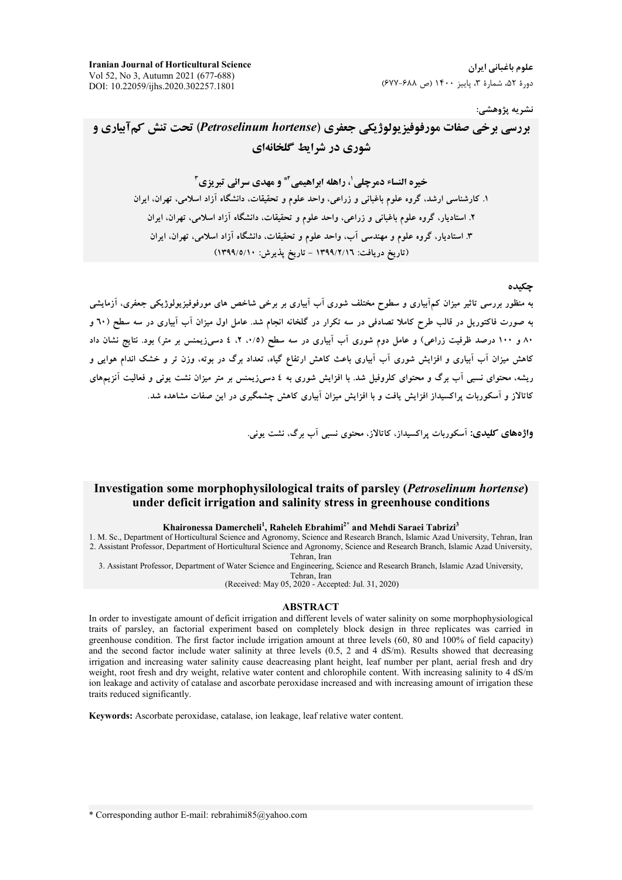نشریه پژوهشی:

# بررسی برخی صفات مورفوفیزیولوژیکی جعفری (*Petroselinum hortense*) تحت تنش کم‌آبیاری و شوری در شرایط گلخانه‌ای

**خیره النساء دمرچلی[1]، راهله ابراهیمی[2*] و مهدی سرائی تبریزی[3]**

۱. کارشناسی ارشد، گروه علوم باغبانی و زراعی، واحد علوم و تحقیقات، دانشگاه آزاد اسلامی، تهران، ایران

۲. استادیار، گروه علوم باغبانی و زراعی، واحد علوم و تحقیقات، دانشگاه آزاد اسلامی، تهران، ایران

۳. استادیار، گروه علوم و مهندسی آب، واحد علوم و تحقیقات، دانشگاه آزاد اسلامی، تهران، ایران

(تاریخ دریافت: ۱۳۹۹/۲/۱۶ - تاریخ پذیرش: ۱۳۹۹/۵/۱۰)

## چکیده

به منظور بررسی تاثیر میزان کم‌آبیاری و سطوح مختلف شوری آب آبیاری بر برخی شاخص های مورفوفیزیولوژیکی جعفری، آزمایشی به صورت فاکتوریل در قالب طرح کاملا تصادفی در سه تکرار در گلخانه انجام شد. عامل اول میزان آب آبیاری در سه سطح (۶۰ و ۸۰ و ۱۰۰ درصد ظرفیت زراعی) و عامل دوم شوری آب آبیاری در سه سطح (۰/۵، ۲، ۴ دسی‌زیمنس بر متر) بود. نتایج نشان داد کاهش میزان آب آبیاری و افزایش شوری آب آبیاری باعث کاهش ارتفاع گیاه، تعداد برگ در بوته، وزن تر و خشک اندام هوایی و ریشه، محتوای نسبی آب برگ و محتوای کلروفیل شد. با افزایش شوری به ۴ دسی‌زیمنس بر متر میزان نشت یونی و فعالیت آنزیم‌های کاتالاز و آسکوربات پراکسیداز افزایش یافت و با افزایش میزان آبیاری کاهش چشمگیری در این صفات مشاهده شد.

**واژه‌های کلیدی:** آسکوربات پراکسیداز، کاتالاز، محتوی نسبی آب برگ، نشت یونی.

# Investigation some morphophysilological traits of parsley (*Petroselinum hortense*) under deficit irrigation and salinity stress in greenhouse conditions

**Khaironessa Damercheli[1], Raheleh Ebrahimi[2*] and Mehdi Saraei Tabrizi[3]**

1. M. Sc., Department of Horticultural Science and Agronomy, Science and Research Branch, Islamic Azad University, Tehran, Iran
2. Assistant Professor, Department of Horticultural Science and Agronomy, Science and Research Branch, Islamic Azad University, Tehran, Iran
3. Assistant Professor, Department of Water Science and Engineering, Science and Research Branch, Islamic Azad University, Tehran, Iran

(Received: May 05, 2020 - Accepted: Jul. 31, 2020)

## ABSTRACT

In order to investigate amount of deficit irrigation and different levels of water salinity on some morphophysiological traits of parsley, an factorial experiment based on completely block design in three replicates was carried in greenhouse condition. The first factor include irrigation amount at three levels (60, 80 and 100% of field capacity) and the second factor include water salinity at three levels (0.5, 2 and 4 dS/m). Results showed that decreasing irrigation and increasing water salinity cause deacreasing plant height, leaf number per plant, aerial fresh and dry weight, root fresh and dry weight, relative water content and chlorophile content. With increasing salinity to 4 dS/m ion leakage and activity of catalase and ascorbate peroxidase increased and with increasing amount of irrigation these traits reduced significantly.

**Keywords:** Ascorbate peroxidase, catalase, ion leakage, leaf relative water content.

\* Corresponding author E-mail: rebrahimi85@yahoo.com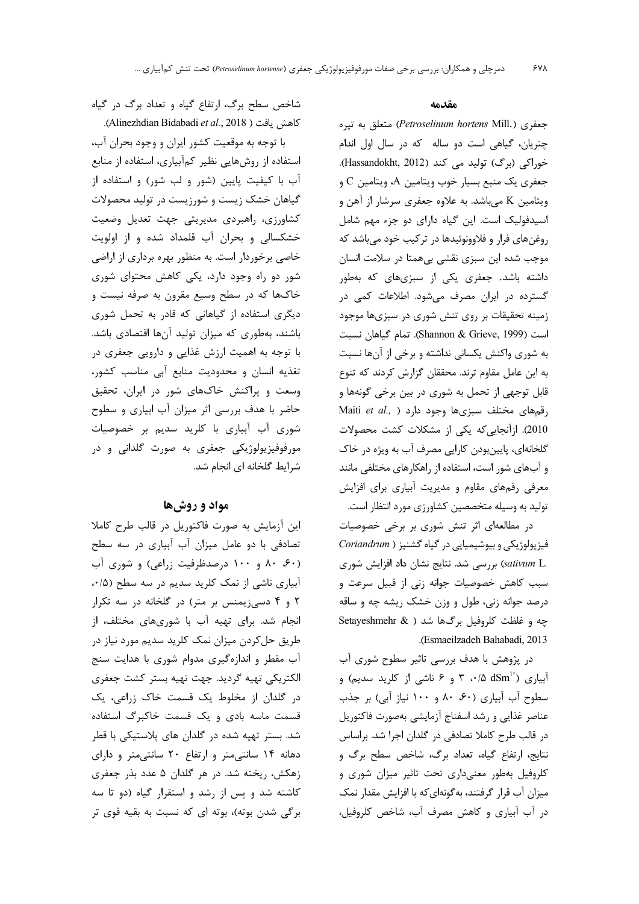## مقدمه

جعفری (*Petroselinum hortens* Mill.) متعلق به تیره چتریان، گیاهی است دو ساله که در سال اول اندام خوراکی (برگ) تولید می کند (Hassandokht, 2012). جعفری یک منبع بسیار خوب ویتامین A، ویتامین C و ویتامین K می‌باشد. به علاوه جعفری سرشار از آهن و اسیدفولیک است. این گیاه دارای دو جزء مهم شامل روغن‌های فرار و فلاوونوئیدها در ترکیب خود می‌باشد که موجب شده این سبزی نقشی بی‌همتا در سلامت انسان داشته باشد. جعفری یکی از سبزی‌های که به‌طور گسترده در ایران مصرف می‌شود. اطلاعات کمی در زمینه تحقیقات بر روی تنش شوری در سبزی‌ها موجود است (Shannon & Grieve, 1999). تمام گیاهان نسبت به شوری واکنش یکسانی نداشته و برخی از آن‌ها نسبت به این عامل مقاوم ترند. محققان گزارش کردند که تنوع قابل توجهی از تحمل به شوری در بین برخی گونه‌ها و رقم‌های مختلف سبزی‌ها وجود دارد (Maiti *et al.*, 2010). ازآنجایی‌که یکی از مشکلات کشت محصولات گلخانه‌ای، پایین‌بودن کارایی مصرف آب به ویژه در خاک و آب‌های شور است، استفاده از راهکارهای مختلفی مانند معرفی رقم‌های مقاوم و مدیریت آبیاری برای افزایش تولید به وسیله متخصصین کشاورزی مورد انتظار است.

در مطالعه‌ای اثر تنش شوری بر برخی خصوصیات فیزیولوژیکی و بیوشیمیایی در گیاه گشنیز (*Coriandrum sativum* L.) بررسی شد. نتایج نشان داد افزایش شوری سبب کاهش خصوصیات جوانه زنی از قبیل سرعت و درصد جوانه زنی، طول و وزن خشک ریشه چه و ساقه چه و غلظت کلروفیل برگ‌ها شد (Setayeshmehr & Esmaeilzadeh Bahabadi, 2013).

در پژوهش با هدف بررسی تاثیر سطوح شوری آب آبیاری (۰/۵، ۳ و ۶ $dSm^{-1}$ ناشی از کلرید سدیم) و سطوح آب آبیاری (۶۰، ۸۰ و ۱۰۰ نیاز آبی) بر جذب عناصر غذایی و رشد اسفناج آزمایشی به‌صورت فاکتوریل در قالب طرح کاملا تصادفی در گلدان اجرا شد. براساس نتایج، ارتفاع گیاه، تعداد برگ، شاخص سطح برگ و کلروفیل به‌طور معنی‌داری تحت تاثیر میزان شوری و میزان آب قرار گرفتند، به‌گونه‌ای‌که با افزایش مقدار نمک در آب آبیاری و کاهش مصرف آب، شاخص کلروفیل، شاخص سطح برگ، ارتفاع گیاه و تعداد برگ در گیاه کاهش یافت (Alinezhdian Bidabadi *et al.*, 2018).

با توجه به موقعیت کشور ایران و وجود بحران آب، استفاده از روش‌هایی نظیر کم‌آبیاری، استفاده از منابع آب با کیفیت پایین (شور و لب شور) و استفاده از گیاهان خشک زیست و شورزیست در تولید محصولات کشاورزی، راهبردی مدیریتی جهت تعدیل وضعیت خشکسالی و بحران آب قلمداد شده و از اولویت خاصی برخوردار است. به منظور بهره برداری از اراضی شور دو راه وجود دارد، یکی کاهش محتوای شوری خاک‌ها که در سطح وسیع مقرون به صرفه نیست و دیگری استفاده از گیاهانی که قادر به تحمل شوری باشند، به‌طوری که میزان تولید آن‌ها اقتصادی باشد. با توجه به اهمیت ارزش غذایی و دارویی جعفری در تغذیه انسان و محدودیت منابع آبی مناسب کشور، وسعت و پراکنش خاک‌های شور در ایران، تحقیق حاضر با هدف بررسی اثر میزان آب ابیاری و سطوح شوری آب آبیاری با کلرید سدیم بر خصوصیات مورفوفیزیولوژیکی جعفری به صورت گلدانی و در شرایط گلخانه ای انجام شد.

## مواد و روش‌ها

این آزمایش به صورت فاکتوریل در قالب طرح کاملا تصادفی با دو عامل میزان آب آبیاری در سه سطح (۶۰، ۸۰ و ۱۰۰ درصدظرفیت زراعی) و شوری آب آبیاری ناشی از نمک کلرید سدیم در سه سطح (۰/۵، ۲ و ۴ دسی‌زیمنس بر متر) در گلخانه در سه تکرار انجام شد. برای تهیه آب با شوری‌های مختلف، از طریق حل‌کردن میزان نمک کلرید سدیم مورد نیاز در آب مقطر و اندازه‌گیری مداوم شوری با هدایت سنج الکتریکی تهیه گردید. جهت تهیه بستر کشت جعفری در گلدان از مخلوط یک قسمت خاک زراعی، یک قسمت ماسه بادی و یک قسمت خاکبرگ استفاده شد. بستر تهیه شده در گلدان های پلاستیکی با قطر دهانه ۱۴ سانتی‌متر و ارتفاع ۲۰ سانتی‌متر و دارای زهکش، ریخته شد. در هر گلدان ۵ عدد بذر جعفری کاشته شد و پس از رشد و استقرار گیاه (دو تا سه برگی شدن بوته)، بوته ای که نسبت به بقیه قوی تر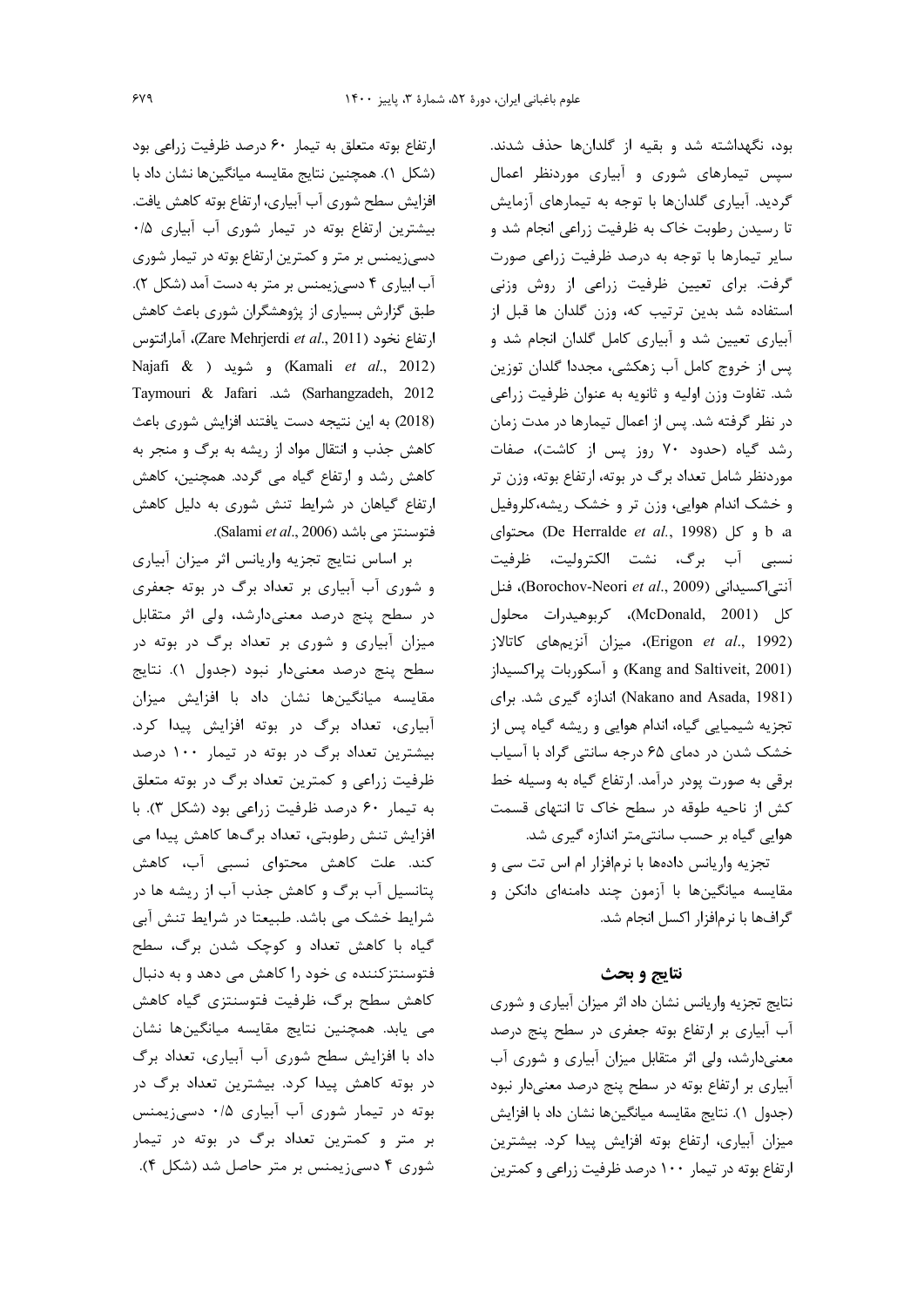بود، نگهداشته شد و بقیه از گلدان‌ها حذف شدند. سپس تیمارهای شوری و آبیاری موردنظر اعمال گردید. آبیاری گلدان‌ها با توجه به تیمارهای آزمایش تا رسیدن رطوبت خاک به ظرفیت زراعی انجام شد و سایر تیمارها با توجه به درصد ظرفیت زراعی صورت گرفت. برای تعیین ظرفیت زراعی از روش وزنی استفاده شد بدین ترتیب که، وزن گلدان ها قبل از آبیاری تعیین شد و آبیاری کامل گلدان انجام شد و پس از خروج کامل آب زهکشی، مجددا گلدان توزین شد. تفاوت وزن اولیه و ثانویه به عنوان ظرفیت زراعی در نظر گرفته شد. پس از اعمال تیمارها در مدت زمان رشد گیاه (حدود ۷۰ روز پس از کاشت)، صفات موردنظر شامل تعداد برگ در بوته، ارتفاع بوته، وزن تر و خشک اندام هوایی، وزن تر و خشک ریشه،کلروفیل a، b و کل (De Herralde *et al.*, 1998) محتوای نسبی آب برگ، نشت الکترولیت، ظرفیت آنتی‌اکسیدانی (Borochov-Neori *et al.*, 2009)، فنل کل (McDonald, 2001)، کربوهیدرات محلول (Erigon *et al.*, 1992)، میزان آنزیم‌های کاتالاز (Kang and Saltiveit, 2001) و آسکوربات پراکسیداز (Nakano and Asada, 1981) اندازه گیری شد. برای تجزیه شیمیایی گیاه، اندام هوایی و ریشه گیاه پس از خشک شدن در دمای ۶۵ درجه سانتی گراد با آسیاب برقی به صورت پودر درآمد. ارتفاع گیاه به وسیله خط کش از ناحیه طوقه در سطح خاک تا انتهای قسمت هوایی گیاه بر حسب سانتی‌متر اندازه گیری شد.

تجزیه واریانس داده‌ها با نرم‌افزار ام اس تت سی و مقایسه میانگین‌ها با آزمون چند دامنه‌ای دانکن و گراف‌ها با نرم‌افزار اکسل انجام شد.

## نتایج و بحث

نتایج تجزیه واریانس نشان داد اثر میزان آبیاری و شوری آب آبیاری بر ارتفاع بوته جعفری در سطح پنج درصد معنی‌دارشد، ولی اثر متقابل میزان آبیاری و شوری آب آبیاری بر ارتفاع بوته در سطح پنج درصد معنی‌دار نبود (جدول ۱). نتایج مقایسه میانگین‌ها نشان داد با افزایش میزان آبیاری، ارتفاع بوته افزایش پیدا کرد. بیشترین ارتفاع بوته در تیمار ۱۰۰ درصد ظرفیت زراعی و کمترین ارتفاع بوته متعلق به تیمار ۶۰ درصد ظرفیت زراعی بود (شکل ۱). همچنین نتایج مقایسه میانگین‌ها نشان داد با افزایش سطح شوری آب آبیاری، ارتفاع بوته کاهش یافت. بیشترین ارتفاع بوته در تیمار شوری آب آبیاری ۰/۵ دسی‌زیمنس بر متر و کمترین ارتفاع بوته در تیمار شوری آب ابیاری ۴ دسی‌زیمنس بر متر به دست آمد (شکل ۲). طبق گزارش بسیاری از پژوهشگران شوری باعث کاهش ارتفاع نخود (Zare Mehrjerdi *et al.*, 2011)، آمارانتوس (Kamali *et al.*, 2012) و شوید (Najafi & Sarhangzadeh, 2012) شد. Taymouri & Jafari (2018) به این نتیجه دست یافتند افزایش شوری باعث کاهش جذب و انتقال مواد از ریشه به برگ و منجر به کاهش رشد و ارتفاع گیاه می گردد. همچنین، کاهش ارتفاع گیاهان در شرایط تنش شوری به دلیل کاهش فتوسنتز می باشد (Salami *et al.*, 2006).

بر اساس نتایج تجزیه واریانس اثر میزان آبیاری و شوری آب آبیاری بر تعداد برگ در بوته جعفری در سطح پنج درصد معنی‌دارشد، ولی اثر متقابل میزان آبیاری و شوری بر تعداد برگ در بوته در سطح پنج درصد معنی‌دار نبود (جدول ۱). نتایج مقایسه میانگین‌ها نشان داد با افزایش میزان آبیاری، تعداد برگ در بوته افزایش پیدا کرد. بیشترین تعداد برگ در بوته در تیمار ۱۰۰ درصد ظرفیت زراعی و کمترین تعداد برگ در بوته متعلق به تیمار ۶۰ درصد ظرفیت زراعی بود (شکل ۳). با افزایش تنش رطوبتی، تعداد برگ‌ها کاهش پیدا می کنند. علت کاهش محتوای نسبی آب، کاهش پتانسیل آب برگ و کاهش جذب آب از ریشه ها در شرایط خشک می باشد. طبیعتا در شرایط تنش آبی گیاه با کاهش تعداد و کوچک شدن برگ، سطح فتوسنتزکننده ی خود را کاهش می دهد و به دنبال کاهش سطح برگ، ظرفیت فتوسنتزی گیاه کاهش می یابد. همچنین نتایج مقایسه میانگین‌ها نشان داد با افزایش سطح شوری آب آبیاری، تعداد برگ در بوته کاهش پیدا کرد. بیشترین تعداد برگ در بوته در تیمار شوری آب آبیاری ۰/۵ دسی‌زیمنس بر متر و کمترین تعداد برگ در بوته در تیمار شوری ۴ دسی‌زیمنس بر متر حاصل شد (شکل ۴).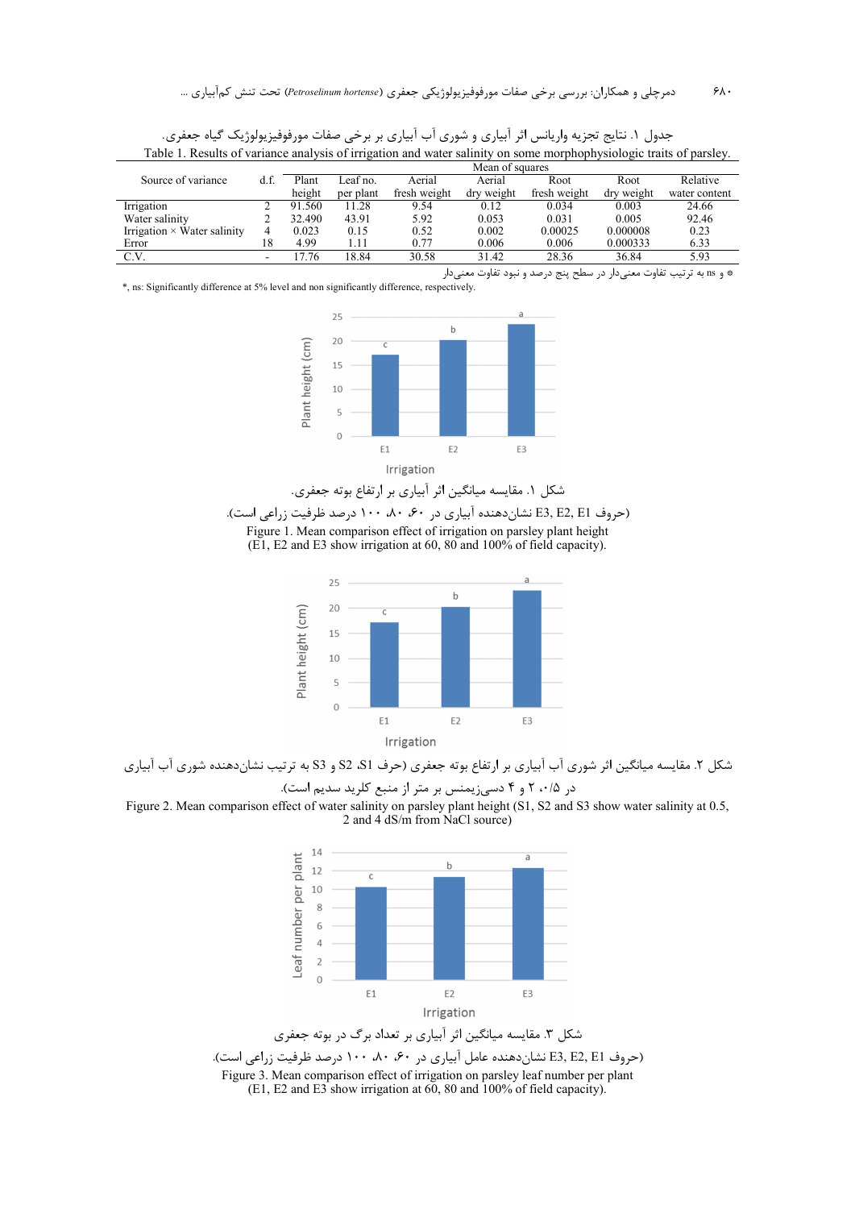جدول ۱. نتایج تجزیه واریانس اثر آبیاری و شوری آب آبیاری بر برخی صفات مورفوفیزیولوژیک گیاه جعفری.

Table 1. Results of variance analysis of irrigation and water salinity on some morphophysiologic traits of parsley.

| Source of variance | d.f. | Mean of squares | | | | | | |
|---|---|---|---|---|---|---|---|---|
| | | Plant height | Leaf no. per plant | Aerial fresh weight | Aerial dry weight | Root fresh weight | Root dry weight | Relative water content |
| Irrigation | 2 | 91.560 | 11.28 | 9.54 | 0.12 | 0.034 | 0.003 | 24.66 |
| Water salinity | 2 | 32.490 | 43.91 | 5.92 | 0.053 | 0.031 | 0.005 | 92.46 |
| Irrigation × Water salinity | 4 | 0.023 | 0.15 | 0.52 | 0.002 | 0.00025 | 0.000008 | 0.23 |
| Error | 18 | 4.99 | 1.11 | 0.77 | 0.006 | 0.006 | 0.000333 | 6.33 |
| C.V. | - | 17.76 | 18.84 | 30.58 | 31.42 | 28.36 | 36.84 | 5.93 |

* و ns به ترتیب تفاوت معنی‌دار در سطح پنج درصد و نبود تفاوت معنی‌دار

*, ns: Significantly difference at 5% level and non significantly difference, respectively.

شکل ۱. مقایسه میانگین اثر آبیاری بر ارتفاع بوته جعفری.

(حروف E3, E2, E1 نشان‌دهنده آبیاری در ۶۰، ۸۰، ۱۰۰ درصد ظرفیت زراعی است).

Figure 1. Mean comparison effect of irrigation on parsley plant height (E1, E2 and E3 show irrigation at 60, 80 and 100% of field capacity).

شکل ۲. مقایسه میانگین اثر شوری آب آبیاری بر ارتفاع بوته جعفری (حرف S1، S2 و S3 به ترتیب نشان‌دهنده شوری آب آبیاری در ۰/۵، ۲ و ۴ دسی‌زیمنس بر متر از منبع کلرید سدیم است).

Figure 2. Mean comparison effect of water salinity on parsley plant height (S1, S2 and S3 show water salinity at 0.5, 2 and 4 dS/m from NaCl source)

شکل ۳. مقایسه میانگین اثر آبیاری بر تعداد برگ در بوته جعفری

(حروف E3, E2, E1 نشان‌دهنده عامل آبیاری در ۶۰، ۸۰، ۱۰۰ درصد ظرفیت زراعی است).

Figure 3. Mean comparison effect of irrigation on parsley leaf number per plant (E1, E2 and E3 show irrigation at 60, 80 and 100% of field capacity).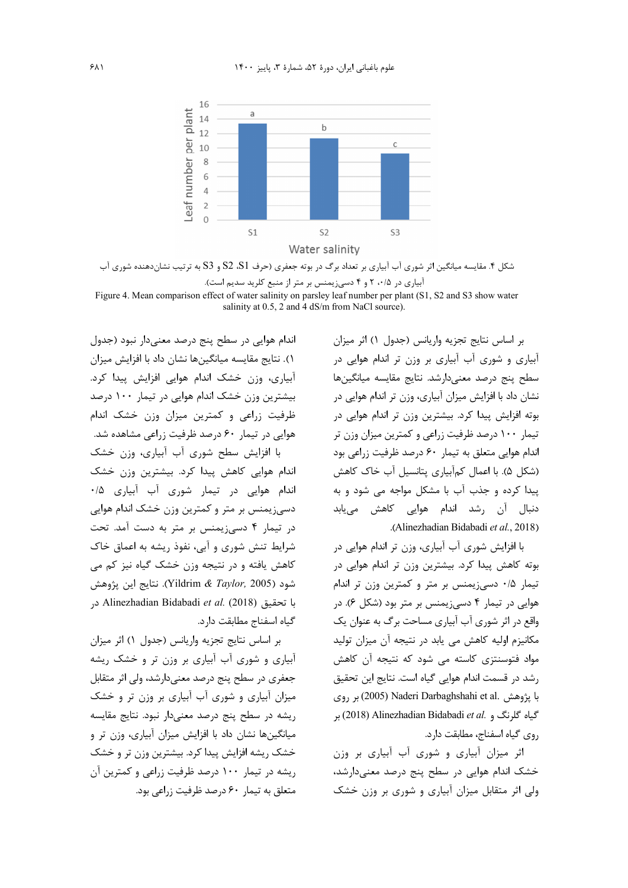شکل ۴. مقایسه میانگین اثر شوری آب آبیاری بر تعداد برگ در بوته جعفری (حرف S1، S2 و S3 به ترتیب نشان‌دهنده شوری آب آبیاری در ۰/۵، ۲ و ۴ دسی‌زیمنس بر متر از منبع کلرید سدیم است).

Figure 4. Mean comparison effect of water salinity on parsley leaf number per plant (S1, S2 and S3 show water salinity at 0.5, 2 and 4 dS/m from NaCl source).

بر اساس نتایج تجزیه واریانس (جدول ۱) اثر میزان آبیاری و شوری آب آبیاری بر وزن تر اندام هوایی در سطح پنج درصد معنی‌دارشد. نتایج مقایسه میانگین‌ها نشان داد با افزایش میزان آبیاری، وزن تر اندام هوایی در بوته افزایش پیدا کرد. بیشترین وزن تر اندام هوایی در تیمار ۱۰۰ درصد ظرفیت زراعی و کمترین میزان وزن تر اندام هوایی متعلق به تیمار ۶۰ درصد ظرفیت زراعی بود (شکل ۵). با اعمال کم‌آبیاری پتانسیل آب خاک کاهش پیدا کرده و جذب آب با مشکل مواجه می شود و به دنبال آن رشد اندام هوایی کاهش می‌یابد (Alinezhadian Bidabadi *et al.*, 2018).

با افزایش شوری آب آبیاری، وزن تر اندام هوایی در بوته کاهش پیدا کرد. بیشترین وزن تر اندام هوایی در تیمار ۰/۵ دسی‌زیمنس بر متر و کمترین وزن تر اندام هوایی در تیمار ۴ دسی‌زیمنس بر متر بود (شکل ۶). در واقع در اثر شوری آب آبیاری مساحت برگ به عنوان یک مکانیزم اولیه کاهش می یابد در نتیجه آن میزان تولید مواد فتوسنتزی کاسته می شود که نتیجه آن کاهش رشد در قسمت اندام هوایی گیاه است. نتایج این تحقیق با پژوهش Naderi Darbaghshahi et al. (2005) بر روی گیاه گلرنگ و Alinezhadian Bidabadi *et al.* (2018) بر روی گیاه اسفناج، مطابقت دارد.

اثر میزان آبیاری و شوری آب آبیاری بر وزن خشک اندام هوایی در سطح پنج درصد معنی‌دارشد، ولی اثر متقابل میزان آبیاری و شوری بر وزن خشک اندام هوایی در سطح پنج درصد معنی‌دار نبود (جدول ۱). نتایج مقایسه میانگین‌ها نشان داد با افزایش میزان آبیاری، وزن خشک اندام هوایی افزایش پیدا کرد. بیشترین وزن خشک اندام هوایی در تیمار ۱۰۰ درصد ظرفیت زراعی و کمترین میزان وزن خشک اندام هوایی در تیمار ۶۰ درصد ظرفیت زراعی مشاهده شد.

با افزایش سطح شوری آب آبیاری، وزن خشک اندام هوایی کاهش پیدا کرد. بیشترین وزن خشک اندام هوایی در تیمار شوری آب آبیاری ۰/۵ دسی‌زیمنس بر متر و کمترین وزن خشک اندام هوایی در تیمار ۴ دسی‌زیمنس بر متر به دست آمد. تحت شرایط تنش شوری و آبی، نفوذ ریشه به اعماق خاک کاهش یافته و در نتیجه وزن خشک گیاه نیز کم می شود (Yildrim & Taylor, 2005). نتایج این پژوهش با تحقیق Alinezhadian Bidabadi *et al.* (2018) در گیاه اسفناج مطابقت دارد.

بر اساس نتایج تجزیه واریانس (جدول ۱) اثر میزان آبیاری و شوری آب آبیاری بر وزن تر و خشک ریشه جعفری در سطح پنج درصد معنی‌دارشد، ولی اثر متقابل میزان آبیاری و شوری آب آبیاری بر وزن تر و خشک ریشه در سطح پنج درصد معنی‌دار نبود. نتایج مقایسه میانگین‌ها نشان داد با افزایش میزان آبیاری، وزن تر و خشک ریشه افزایش پیدا کرد. بیشترین وزن تر و خشک ریشه در تیمار ۱۰۰ درصد ظرفیت زراعی و کمترین آن متعلق به تیمار ۶۰ درصد ظرفیت زراعی بود.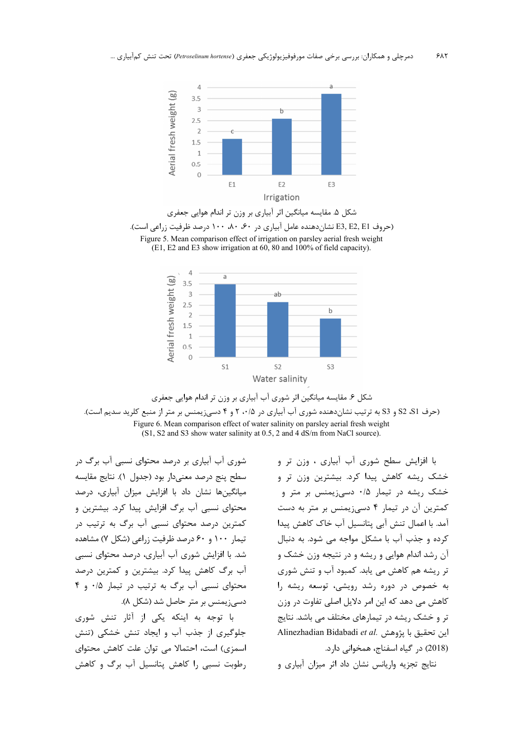شکل ۵. مقایسه میانگین اثر آبیاری بر وزن تر اندام هوایی جعفری

(حروف E3, E2, E1 نشان‌دهنده عامل آبیاری در ۶۰، ۸۰، ۱۰۰ درصد ظرفیت زراعی است).

Figure 5. Mean comparison effect of irrigation on parsley aerial fresh weight (E1, E2 and E3 show irrigation at 60, 80 and 100% of field capacity).

شکل ۶. مقایسه میانگین اثر شوری آب آبیاری بر وزن تر اندام هوایی جعفری

(حرف S1، S2 و S3 به ترتیب نشان‌دهنده شوری آب آبیاری در ۰/۵، ۲ و ۴ دسی‌زیمنس بر متر از منبع کلرید سدیم است).

Figure 6. Mean comparison effect of water salinity on parsley aerial fresh weight (S1, S2 and S3 show water salinity at 0.5, 2 and 4 dS/m from NaCl source).

با افزایش سطح شوری آب آبیاری ، وزن تر و خشک ریشه کاهش پیدا کرد. بیشترین وزن تر و خشک ریشه در تیمار ۰/۵ دسی‌زیمنس بر متر و کمترین آن در تیمار ۴ دسی‌زیمنس بر متر به دست آمد. با اعمال تنش آبی پتانسیل آب خاک کاهش پیدا کرده و جذب آب با مشکل مواجه می شود. به دنبال آن رشد اندام هوایی و ریشه و در نتیجه وزن خشک و تر ریشه هم کاهش می یابد. کمبود آب و تنش شوری به خصوص در دوره رشد رویشی، توسعه ریشه را کاهش می دهد که این امر از دلایل اصلی تفاوت در وزن تر و خشک ریشه در تیمارهای مختلف می باشد. نتایج این تحقیق با پژوهش Alinezhadian Bidabadi *et al.* (2018) در گیاه اسفناج، همخوانی دارد.

نتایج تجزیه واریانس نشان داد اثر میزان آبیاری و شوری آب آبیاری بر درصد محتوای نسبی آب برگ در سطح پنج درصد معنی‌دار بود (جدول ۱). نتایج مقایسه میانگین‌ها نشان داد با افزایش میزان آبیاری، درصد محتوای نسبی آب برگ افزایش پیدا کرد. بیشترین و کمترین درصد محتوای نسبی آب برگ به ترتیب در تیمار ۱۰۰ و ۶۰ درصد ظرفیت زراعی (شکل ۷) مشاهده شد. با افزایش شوری آب آبیاری، درصد محتوای نسبی آب برگ کاهش پیدا کرد. بیشترین و کمترین درصد محتوای نسبی آب برگ به ترتیب در تیمار ۰/۵ و ۴ دسی‌زیمنس بر متر حاصل شد (شکل ۸).

با توجه به اینکه یکی از آثار تنش شوری جلوگیری از جذب آب و ایجاد تنش خشکی (تنش اسمزی) است، احتمالا می توان علت کاهش محتوای رطوبت نسبی را کاهش پتانسیل آب برگ و کاهش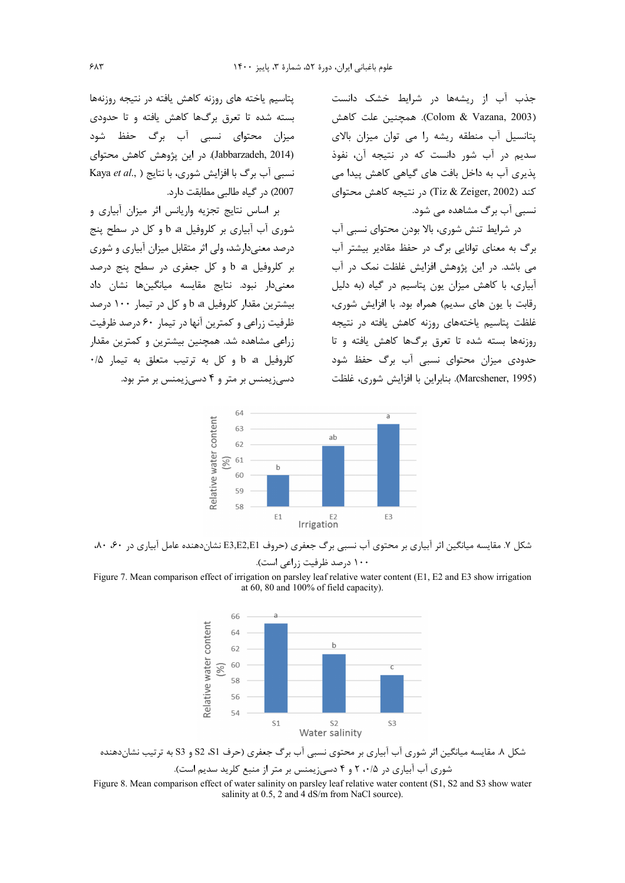جذب آب از ریشه‌ها در شرایط خشک دانست (Colom & Vazana, 2003). همچنین علت کاهش پتانسیل آب منطقه ریشه را می توان میزان بالای سدیم در آب شور دانست که در نتیجه آن، نفوذ پذیری آب به داخل بافت های گیاهی کاهش پیدا می کند (Tiz & Zeiger, 2002) در نتیجه کاهش محتوای نسبی آب برگ مشاهده می شود.

در شرایط تنش شوری، بالا بودن محتوای نسبی آب برگ به معنای توانایی برگ در حفظ مقادیر بیشتر آب می باشد. در این پژوهش افزایش غلظت نمک در آب آبیاری، با کاهش میزان یون پتاسیم در گیاه (به دلیل رقابت با یون های سدیم) همراه بود. با افزایش شوری، غلظت پتاسیم یاخته‌های روزنه کاهش یافته در نتیجه روزنه‌ها بسته شده تا تعرق برگ‌ها کاهش یافته و تا حدودی میزان محتوای نسبی آب برگ حفظ شود (Marcshener, 1995). بنابراین با افزایش شوری، غلظت پتاسیم یاخته های روزنه کاهش یافته در نتیجه روزنه‌ها بسته شده تا تعرق برگ‌ها کاهش یافته و تا حدودی میزان محتوای نسبی آب برگ حفظ شود (Jabbarzadeh, 2014). در این پژوهش کاهش محتوای نسبی آب برگ با افزایش شوری، با نتایج (Kaya *et al.*, 2007) در گیاه طالبی مطابقت دارد.

بر اساس نتایج تجزیه واریانس اثر میزان آبیاری و شوری آب آبیاری بر کلروفیل a، b و کل در سطح پنج درصد معنی‌دارشد، ولی اثر متقابل میزان آبیاری و شوری بر کلروفیل a، b و کل جعفری در سطح پنج درصد معنی‌دار نبود. نتایج مقایسه میانگین‌ها نشان داد بیشترین مقدار کلروفیل a، b و کل در تیمار ۱۰۰ درصد ظرفیت زراعی و کمترین آنها در تیمار ۶۰ درصد ظرفیت زراعی مشاهده شد. همچنین بیشترین و کمترین مقدار کلروفیل a، b و کل به ترتیب متعلق به تیمار ۰/۵ دسی‌زیمنس بر متر و ۴ دسی‌زیمنس بر متر بود.

شکل ۷. مقایسه میانگین اثر آبیاری بر محتوی آب نسبی برگ جعفری (حروف E3،E2،E1 نشان‌دهنده عامل آبیاری در ۶۰، ۸۰، ۱۰۰ درصد ظرفیت زراعی است).

Figure 7. Mean comparison effect of irrigation on parsley leaf relative water content (E1, E2 and E3 show irrigation at 60, 80 and 100% of field capacity).

شکل ۸. مقایسه میانگین اثر شوری آب آبیاری بر محتوی نسبی آب برگ جعفری (حرف S1، S2 و S3 به ترتیب نشان‌دهنده شوری آب آبیاری در ۰/۵، ۲ و ۴ دسی‌زیمنس بر متر از منبع کلرید سدیم است).

Figure 8. Mean comparison effect of water salinity on parsley leaf relative water content (S1, S2 and S3 show water salinity at 0.5, 2 and 4 dS/m from NaCl source).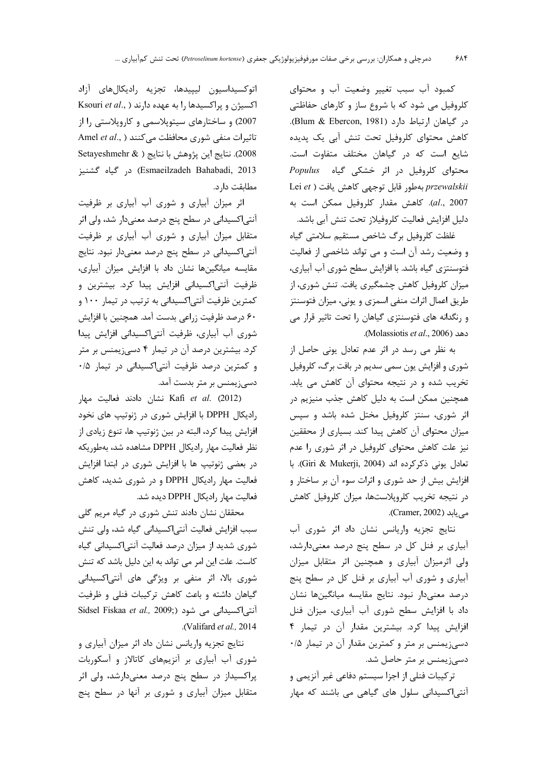کمبود آب سبب تغییر وضعیت آب و محتوای کلروفیل می شود که با شروع ساز و کارهای حفاظتی در گیاهان ارتباط دارد (Blum & Ebercon, 1981). کاهش محتوای کلروفیل تحت تنش آبی یک پدیده شایع است که در گیاهان مختلف متفاوت است. محتوای کلروفیل در اثر خشکی گیاه *Populus przewalskii* به‌طور قابل توجهی کاهش یافت (Lei *et al.*, 2007). کاهش مقدار کلروفیل ممکن است به دلیل افزایش فعالیت کلروفیلاز تحت تنش آبی باشد.

غلظت کلروفیل برگ شاخص مستقیم سلامتی گیاه و وضعیت رشد آن است و می تواند شاخصی از فعالیت فتوسنتزی گیاه باشد. با افزایش سطح شوری آب آبیاری، میزان کلروفیل کاهش چشمگیری یافت. تنش شوری، از طریق اعمال اثرات منفی اسمزی و یونی، میزان فتوسنتز و رنگدانه های فتوسنتزی گیاهان را تحت تاثیر قرار می دهد (Molassiotis *et al.*, 2006).

به نظر می رسد در اثر عدم تعادل یونی حاصل از شوری و افزایش یون سمی سدیم در بافت برگ، کلروفیل تخریب شده و در نتیجه محتوای آن کاهش می یابد. همچنین ممکن است به دلیل کاهش جذب منیزیم در اثر شوری، سنتز کلروفیل مختل شده باشد و سپس میزان محتوای آن کاهش پیدا کند. بسیاری از محققین نیز علت کاهش محتوای کلروفیل در اثر شوری را عدم تعادل یونی ذکرکرده اند (Giri & Mukerji, 2004). با افزایش بیش از حد شوری و اثرات سوء آن بر ساختار و در نتیجه تخریب کلروپلاست‌ها، میزان کلروفیل کاهش می‌یابد (Cramer, 2002).

نتایج تجزیه واریانس نشان داد اثر شوری آب آبیاری بر فنل کل در سطح پنج درصد معنی‌دارشد، ولی اثرمیزان آبیاری و همچنین اثر متقابل میزان آبیاری و شوری آب آبیاری بر فنل کل در سطح پنج درصد معنی‌دار نبود. نتایج مقایسه میانگین‌ها نشان داد با افزایش سطح شوری آب آبیاری، میزان فنل افزایش پیدا کرد. بیشترین مقدار آن در تیمار ۴ دسی‌زیمنس بر متر و کمترین مقدار آن در تیمار ۰/۵ دسی‌زیمنس بر متر حاصل شد.

ترکیبات فنلی از اجزا سیستم دفاعی غیر آنزیمی و آنتی‌اکسیدانی سلول های گیاهی می باشند که مهار اتوکسیداسیون لیپیدها، تجزیه رادیکال‌های آزاد اکسیژن و پراکسیدها را به عهده دارند (Ksouri *et al.*, 2007) و ساختارهای سیتوپلاسمی و کاروپلاستی را از تاثیرات منفی شوری محافظت می‌کنند (Amel *et al.*, 2008). نتایج این پژوهش با نتایج (Setayeshmehr & Esmaeilzadeh Bahabadi, 2013) در گیاه گشنیز مطابقت دارد.

اثر میزان آبیاری و شوری آب آبیاری بر ظرفیت آنتی‌اکسیدانی در سطح پنج درصد معنی‌دار شد، ولی اثر متقابل میزان آبیاری و شوری آب آبیاری بر ظرفیت آنتی‌اکسیدانی در سطح پنج درصد معنی‌دار نبود. نتایج مقایسه میانگین‌ها نشان داد با افزایش میزان آبیاری، ظرفیت آنتی‌اکسیدانی افزایش پیدا کرد. بیشترین و کمترین ظرفیت آنتی‌اکسیدانی به ترتیب در تیمار ۱۰۰ و ۶۰ درصد ظرفیت زراعی بدست آمد. همچنین با افزایش شوری آب آبیاری، ظرفیت آنتی‌اکسیدانی افزایش پیدا کرد. بیشترین درصد آن در تیمار ۴ دسی‌زیمنس بر متر و کمترین درصد ظرفیت آنتی‌اکسیدانی در تیمار ۰/۵ دسی‌زیمنس بر متر بدست آمد.

Kafi *et al.* (2012) نشان دادند فعالیت مهار رادیکال DPPH با افزایش شوری در ژنوتیپ های نخود افزایش پیدا کرد، البته در بین ژنوتیپ ها، تنوع زیادی از نظر فعالیت مهار رادیکال DPPH مشاهده شد، به‌طوریکه در بعضی ژنوتیپ ها با افزایش شوری در ابتدا افزایش فعالیت مهار رادیکال DPPH و در شوری شدید، کاهش فعالیت مهار رادیکال DPPH دیده شد.

محققان نشان دادند تنش شوری در گیاه مریم گلی سبب افزایش فعالیت آنتی‌اکسیدانی گیاه شد، ولی تنش شوری شدید از میزان درصد فعالیت آنتی‌اکسیدانی گیاه کاست. علت این امر می تواند به این دلیل باشد که تنش شوری بالا، اثر منفی بر ویژگی های آنتی‌اکسیدانی گیاهان داشته و باعث کاهش ترکیبات فنلی و ظرفیت آنتی‌اکسیدانی می شود (Sidsel Fiskaa *et al.,* 2009; Valifard *et al.,* 2014).

نتایج تجزیه واریانس نشان داد اثر میزان آبیاری و شوری آب آبیاری بر آنزیم‌های کاتالاز و آسکوربات پراکسیداز در سطح پنج درصد معنی‌دارشد، ولی اثر متقابل میزان آبیاری و شوری بر آنها در سطح پنج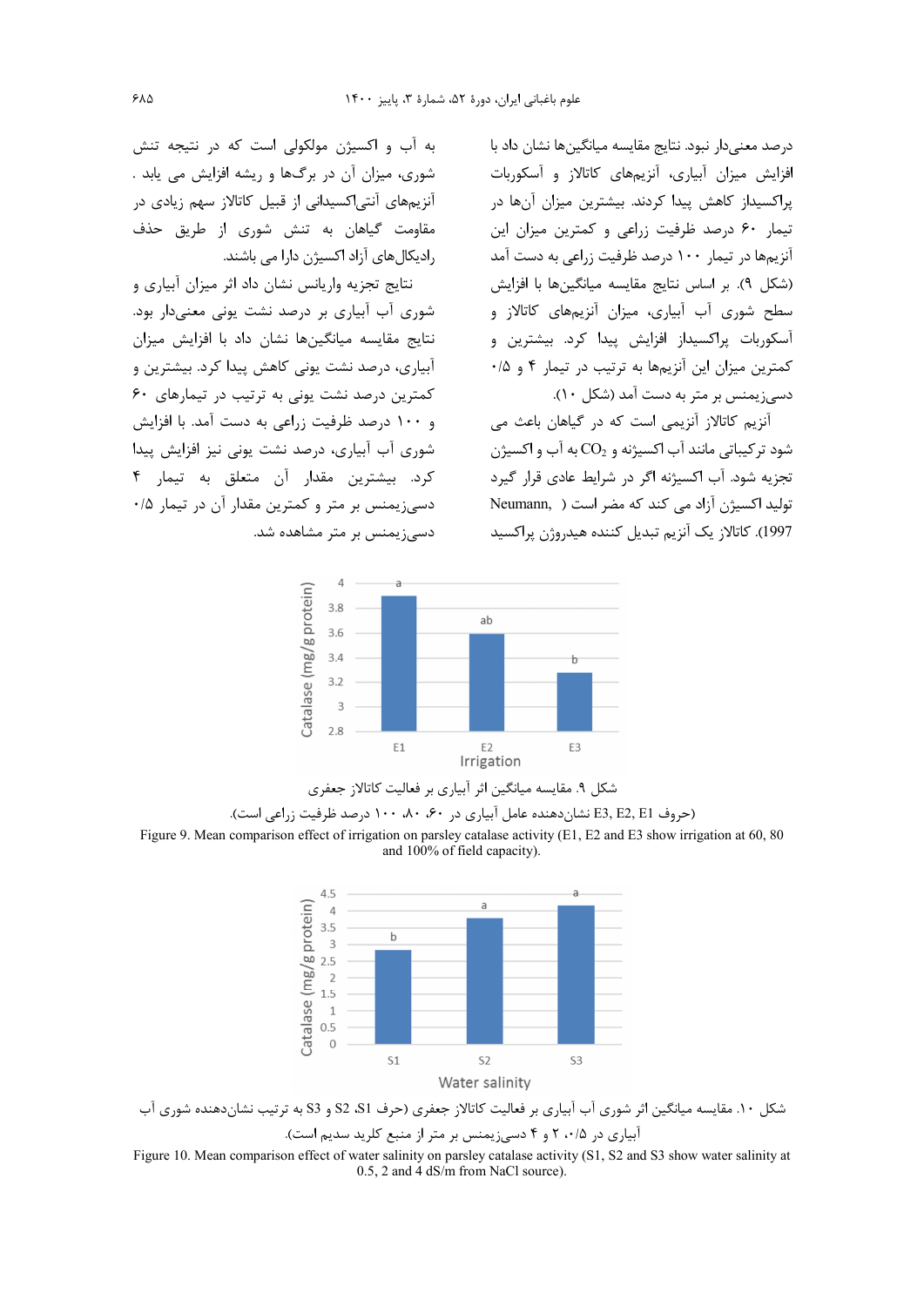درصد معنی‌دار نبود. نتایج مقایسه میانگین‌ها نشان داد با افزایش میزان آبیاری، آنزیم‌های کاتالاز و آسکوربات پراکسیداز کاهش پیدا کردند. بیشترین میزان آن‌ها در تیمار ۶۰ درصد ظرفیت زراعی و کمترین میزان این آنزیم‌ها در تیمار ۱۰۰ درصد ظرفیت زراعی به دست آمد (شکل ۹). بر اساس نتایج مقایسه میانگین‌ها با افزایش سطح شوری آب آبیاری، میزان آنزیم‌های کاتالاز و آسکوربات پراکسیداز افزایش پیدا کرد. بیشترین و کمترین میزان این آنزیم‌ها به ترتیب در تیمار ۴ و ۰/۵ دسی‌زیمنس بر متر به دست آمد (شکل ۱۰).

آنزیم کاتالاز آنزیمی است که در گیاهان باعث می شود ترکیباتی مانند آب اکسیژنه و $CO_2$ به آب و اکسیژن تجزیه شود. آب اکسیژنه اگر در شرایط عادی قرار گیرد تولید اکسیژن آزاد می کند که مضر است (Neumann, 1997). کاتالاز یک آنزیم تبدیل کننده هیدروژن پراکسید به آب و اکسیژن مولکولی است که در نتیجه تنش شوری، میزان آن در برگ‌ها و ریشه افزایش می یابد . آنزیم‌های آنتی‌اکسیدانی از قبیل کاتالاز سهم زیادی در مقاومت گیاهان به تنش شوری از طریق حذف رادیکال‌های آزاد اکسیژن دارا می باشند.

نتایج تجزیه واریانس نشان داد اثر میزان آبیاری و شوری آب آبیاری بر درصد نشت یونی معنی‌دار بود. نتایج مقایسه میانگین‌ها نشان داد با افزایش میزان آبیاری، درصد نشت یونی کاهش پیدا کرد. بیشترین و کمترین درصد نشت یونی به ترتیب در تیمارهای ۶۰ و ۱۰۰ درصد ظرفیت زراعی به دست آمد. با افزایش شوری آب آبیاری، درصد نشت یونی نیز افزایش پیدا کرد. بیشترین مقدار آن متعلق به تیمار ۴ دسی‌زیمنس بر متر و کمترین مقدار آن در تیمار ۰/۵ دسی‌زیمنس بر متر مشاهده شد.

شکل ۹. مقایسه میانگین اثر آبیاری بر فعالیت کاتالاز جعفری

(حروف E3, E2, E1 نشان‌دهنده عامل آبیاری در ۶۰، ۸۰، ۱۰۰ درصد ظرفیت زراعی است).

Figure 9. Mean comparison effect of irrigation on parsley catalase activity (E1, E2 and E3 show irrigation at 60, 80 and 100% of field capacity).

شکل ۱۰. مقایسه میانگین اثر شوری آب آبیاری بر فعالیت کاتالاز جعفری (حرف S1، S2 و S3 به ترتیب نشان‌دهنده شوری آب آبیاری در ۰/۵، ۲ و ۴ دسی‌زیمنس بر متر از منبع کلرید سدیم است).

Figure 10. Mean comparison effect of water salinity on parsley catalase activity (S1, S2 and S3 show water salinity at 0.5, 2 and 4 dS/m from NaCl source).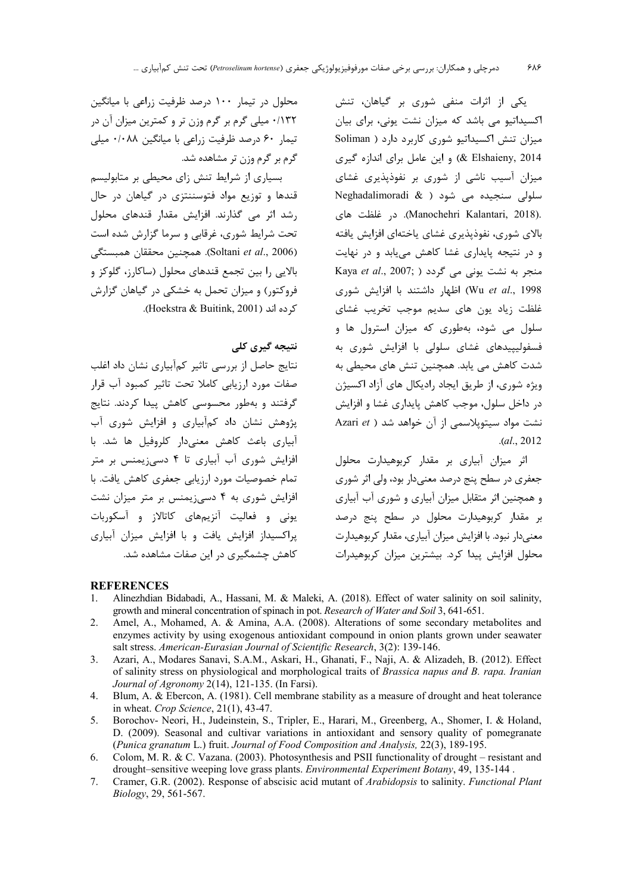یکی از اثرات منفی شوری بر گیاهان، تنش اکسیداتیو می باشد که میزان نشت یونی، برای بیان میزان تنش اکسیداتیو شوری کاربرد دارد (Soliman & Elshaieny, 2014) و این عامل برای اندازه گیری میزان آسیب ناشی از شوری بر نفوذپذیری غشای سلولی سنجیده می شود (Neghadalimoradi & Manochehri Kalantari, 2018). در غلظت های بالای شوری، نفوذپذیری غشای یاخته‌ای افزایش یافته و در نتیجه پایداری غشا کاهش می‌یابد و در نهایت منجر به نشت یونی می گردد (Kaya *et al*., 2007; Wu *et al*., 1998) اظهار داشتند با افزایش شوری غلظت زیاد یون های سدیم موجب تخریب غشای سلول می شود، به‌طوری که میزان استرول ها و فسفولیپیدهای غشای سلولی با افزایش شوری به شدت کاهش می یابد. همچنین تنش های محیطی به ویژه شوری، از طریق ایجاد رادیکال های آزاد اکسیژن در داخل سلول، موجب کاهش پایداری غشا و افزایش نشت مواد سیتوپلاسمی از آن خواهد شد (Azari *et al*., 2012).

اثر میزان آبیاری بر مقدار کربوهیدارت محلول جعفری در سطح پنج درصد معنی‌دار بود، ولی اثر شوری و همچنین اثر متقابل میزان آبیاری و شوری آب آبیاری بر مقدار کربوهیدارت محلول در سطح پنج درصد معنی‌دار نبود. با افزایش میزان آبیاری، مقدار کربوهیدارت محلول افزایش پیدا کرد. بیشترین میزان کربوهیدرات محلول در تیمار ۱۰۰ درصد ظرفیت زراعی با میانگین ۰/۱۳۲ میلی گرم بر گرم وزن تر و کمترین میزان آن در تیمار ۶۰ درصد ظرفیت زراعی با میانگین ۰/۰۸۸ میلی گرم بر گرم وزن تر مشاهده شد.

بسیاری از شرایط تنش زای محیطی بر متابولیسم قندها و توزیع مواد فتوسنتزی در گیاهان در حال رشد اثر می گذارند. افزایش مقدار قندهای محلول تحت شرایط شوری، غرقابی و سرما گزارش شده است (Soltani *et al*., 2006). همچنین محققان همبستگی بالایی را بین تجمع قندهای محلول (ساکارز، گلوکز و فروکتوز) و میزان تحمل به خشکی در گیاهان گزارش کرده اند (Hoekstra & Buitink, 2001).

## نتیجه گیری کلی

نتایج حاصل از بررسی تاثیر کم‌آبیاری نشان داد اغلب صفات مورد ارزیابی کاملا تحت تاثیر کمبود آب قرار گرفتند و به‌طور محسوسی کاهش پیدا کردند. نتایج پژوهش نشان داد کم‌آبیاری و افزایش شوری آب آبیاری باعث کاهش معنی‌دار کلروفیل ها شد. با افزایش شوری آب آبیاری تا ۴ دسی‌زیمنس بر متر تمام خصوصیات مورد ارزیابی جعفری کاهش یافت. با افزایش شوری به ۴ دسی‌زیمنس بر متر میزان نشت یونی و فعالیت آنزیم‌های کاتالاز و آسکوربات پراکسیداز افزایش یافت و با افزایش میزان آبیاری کاهش چشمگیری در این صفات مشاهده شد.

## REFERENCES

1. Alinezhdian Bidabadi, A., Hassani, M. & Maleki, A. (2018). Effect of water salinity on soil salinity, growth and mineral concentration of spinach in pot. *Research of Water and Soil* 3, 641-651.
2. Amel, A., Mohamed, A. & Amina, A.A. (2008). Alterations of some secondary metabolites and enzymes activity by using exogenous antioxidant compound in onion plants grown under seawater salt stress. *American-Eurasian Journal of Scientific Research*, 3(2): 139-146.
3. Azari, A., Modares Sanavi, S.A.M., Askari, H., Ghanati, F., Naji, A. & Alizadeh, B. (2012). Effect of salinity stress on physiological and morphological traits of *Brassica napus and B. rapa. Iranian Journal of Agronomy* 2(14), 121-135. (In Farsi).
4. Blum, A. & Ebercon, A. (1981). Cell membrane stability as a measure of drought and heat tolerance in wheat. *Crop Science*, 21(1), 43-47.
5. Borochov- Neori, H., Judeinstein, S., Tripler, E., Harari, M., Greenberg, A., Shomer, I. & Holand, D. (2009). Seasonal and cultivar variations in antioxidant and sensory quality of pomegranate (*Punica granatum* L.) fruit. *Journal of Food Composition and Analysis,* 22(3), 189-195.
6. Colom, M. R. & C. Vazana. (2003). Photosynthesis and PSII functionality of drought – resistant and drought–sensitive weeping love grass plants. *Environmental Experiment Botany*, 49, 135-144 .
7. Cramer, G.R. (2002). Response of abscisic acid mutant of *Arabidopsis* to salinity. *Functional Plant Biology*, 29, 561-567.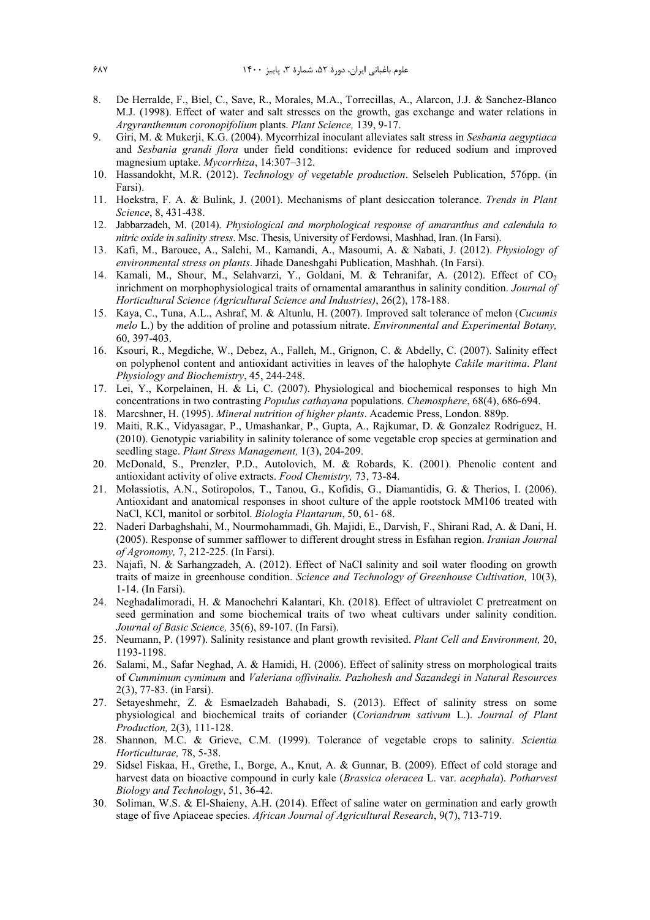8. De Herralde, F., Biel, C., Save, R., Morales, M.A., Torrecillas, A., Alarcon, J.J. & Sanchez-Blanco M.J. (1998). Effect of water and salt stresses on the growth, gas exchange and water relations in *Argyranthemum coronopifolium* plants. *Plant Science,* 139, 9-17.
9. Giri, M. & Mukerji, K.G. (2004). Mycorrhizal inoculant alleviates salt stress in *Sesbania aegyptiaca* and *Sesbania grandi flora* under field conditions: evidence for reduced sodium and improved magnesium uptake. *Mycorrhiza*, 14:307–312.
10. Hassandokht, M.R. (2012). *Technology of vegetable production*. Selseleh Publication, 576pp. (in Farsi).
11. Hoekstra, F. A. & Bulink, J. (2001). Mechanisms of plant desiccation tolerance. *Trends in Plant Science*, 8, 431-438.
12. Jabbarzadeh, M. (2014). *Physiological and morphological response of amaranthus and calendula to nitric oxide in salinity stress*. Msc. Thesis, University of Ferdowsi, Mashhad, Iran. (In Farsi).
13. Kafi, M., Barouee, A., Salehi, M., Kamandi, A., Masoumi, A. & Nabati, J. (2012). *Physiology of environmental stress on plants*. Jihade Daneshgahi Publication, Mashhah. (In Farsi).
14. Kamali, M., Shour, M., Selahvarzi, Y., Goldani, M. & Tehranifar, A. (2012). Effect of $CO_2$ inrichment on morphophysiological traits of ornamental amaranthus in salinity condition. *Journal of Horticultural Science (Agricultural Science and Industries)*, 26(2), 178-188.
15. Kaya, C., Tuna, A.L., Ashraf, M. & Altunlu, H. (2007). Improved salt tolerance of melon (*Cucumis melo* L.) by the addition of proline and potassium nitrate. *Environmental and Experimental Botany,* 60, 397-403.
16. Ksouri, R., Megdiche, W., Debez, A., Falleh, M., Grignon, C. & Abdelly, C. (2007). Salinity effect on polyphenol content and antioxidant activities in leaves of the halophyte *Cakile maritima*. *Plant Physiology and Biochemistry*, 45, 244-248.
17. Lei, Y., Korpelainen, H. & Li, C. (2007). Physiological and biochemical responses to high Mn concentrations in two contrasting *Populus cathayana* populations. *Chemosphere*, 68(4), 686-694.
18. Marcshner, H. (1995). *Mineral nutrition of higher plants*. Academic Press, London. 889p.
19. Maiti, R.K., Vidyasagar, P., Umashankar, P., Gupta, A., Rajkumar, D. & Gonzalez Rodriguez, H. (2010). Genotypic variability in salinity tolerance of some vegetable crop species at germination and seedling stage. *Plant Stress Management,* 1(3), 204-209.
20. McDonald, S., Prenzler, P.D., Autolovich, M. & Robards, K. (2001). Phenolic content and antioxidant activity of olive extracts. *Food Chemistry,* 73, 73-84.
21. Molassiotis, A.N., Sotiropolos, T., Tanou, G., Kofidis, G., Diamantidis, G. & Therios, I. (2006). Antioxidant and anatomical responses in shoot culture of the apple rootstock MM106 treated with NaCl, KCl, manitol or sorbitol. *Biologia Plantarum*, 50, 61- 68.
22. Naderi Darbaghshahi, M., Nourmohammadi, Gh. Majidi, E., Darvish, F., Shirani Rad, A. & Dani, H. (2005). Response of summer safflower to different drought stress in Esfahan region. *Iranian Journal of Agronomy,* 7, 212-225. (In Farsi).
23. Najafi, N. & Sarhangzadeh, A. (2012). Effect of NaCl salinity and soil water flooding on growth traits of maize in greenhouse condition. *Science and Technology of Greenhouse Cultivation,* 10(3), 1-14. (In Farsi).
24. Neghadalimoradi, H. & Manochehri Kalantari, Kh. (2018). Effect of ultraviolet C pretreatment on seed germination and some biochemical traits of two wheat cultivars under salinity condition. *Journal of Basic Science,* 35(6), 89-107. (In Farsi).
25. Neumann, P. (1997). Salinity resistance and plant growth revisited. *Plant Cell and Environment,* 20, 1193-1198.
26. Salami, M., Safar Neghad, A. & Hamidi, H. (2006). Effect of salinity stress on morphological traits of *Cummimum cymimum* and *Valeriana offivinalis. Pazhohesh and Sazandegi in Natural Resources* 2(3), 77-83. (in Farsi).
27. Setayeshmehr, Z. & Esmaelzadeh Bahabadi, S. (2013). Effect of salinity stress on some physiological and biochemical traits of coriander (*Coriandrum sativum* L.). *Journal of Plant Production,* 2(3), 111-128.
28. Shannon, M.C. & Grieve, C.M. (1999). Tolerance of vegetable crops to salinity. *Scientia Horticulturae,* 78, 5-38.
29. Sidsel Fiskaa, H., Grethe, I., Borge, A., Knut, A. & Gunnar, B. (2009). Effect of cold storage and harvest data on bioactive compound in curly kale (*Brassica oleracea* L. var. *acephala*). *Potharvest Biology and Technology*, 51, 36-42.
30. Soliman, W.S. & El-Shaieny, A.H. (2014). Effect of saline water on germination and early growth stage of five Apiaceae species. *African Journal of Agricultural Research*, 9(7), 713-719.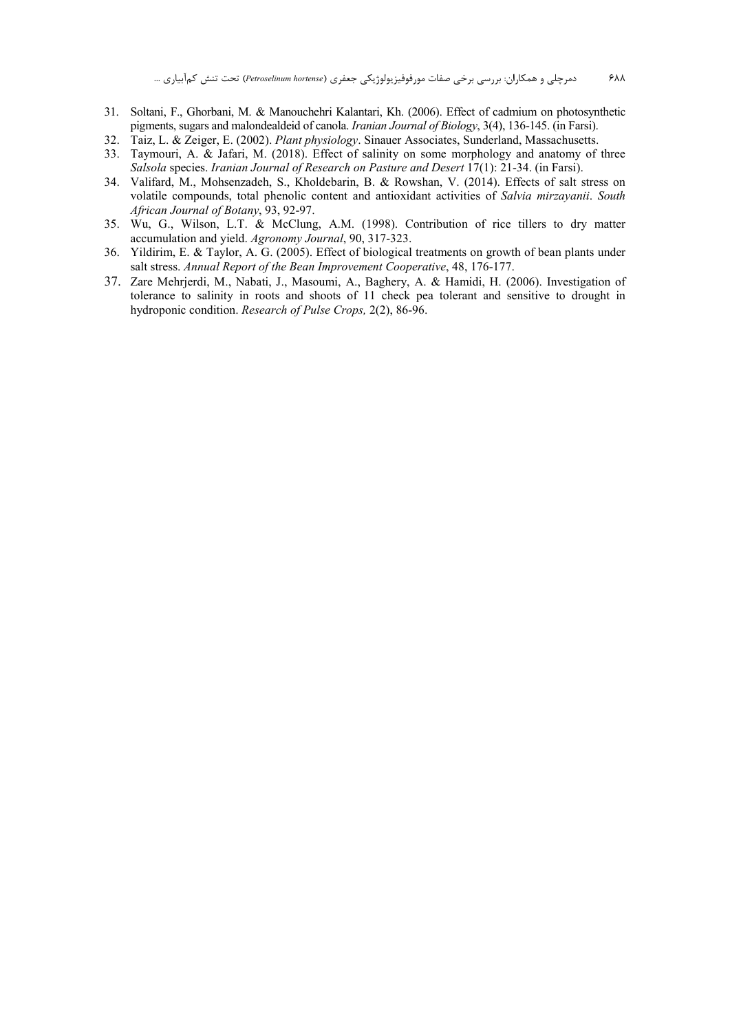31. Soltani, F., Ghorbani, M. & Manouchehri Kalantari, Kh. (2006). Effect of cadmium on photosynthetic pigments, sugars and malondealdeid of canola. *Iranian Journal of Biology*, 3(4), 136-145. (in Farsi).
32. Taiz, L. & Zeiger, E. (2002). *Plant physiology*. Sinauer Associates, Sunderland, Massachusetts.
33. Taymouri, A. & Jafari, M. (2018). Effect of salinity on some morphology and anatomy of three *Salsola* species. *Iranian Journal of Research on Pasture and Desert* 17(1): 21-34. (in Farsi).
34. Valifard, M., Mohsenzadeh, S., Kholdebarin, B. & Rowshan, V. (2014). Effects of salt stress on volatile compounds, total phenolic content and antioxidant activities of *Salvia mirzayanii*. *South African Journal of Botany*, 93, 92-97.
35. Wu, G., Wilson, L.T. & McClung, A.M. (1998). Contribution of rice tillers to dry matter accumulation and yield. *Agronomy Journal*, 90, 317-323.
36. Yildirim, E. & Taylor, A. G. (2005). Effect of biological treatments on growth of bean plants under salt stress. *Annual Report of the Bean Improvement Cooperative*, 48, 176-177.
37. Zare Mehrjerdi, M., Nabati, J., Masoumi, A., Baghery, A. & Hamidi, H. (2006). Investigation of tolerance to salinity in roots and shoots of 11 check pea tolerant and sensitive to drought in hydroponic condition. *Research of Pulse Crops,* 2(2), 86-96.